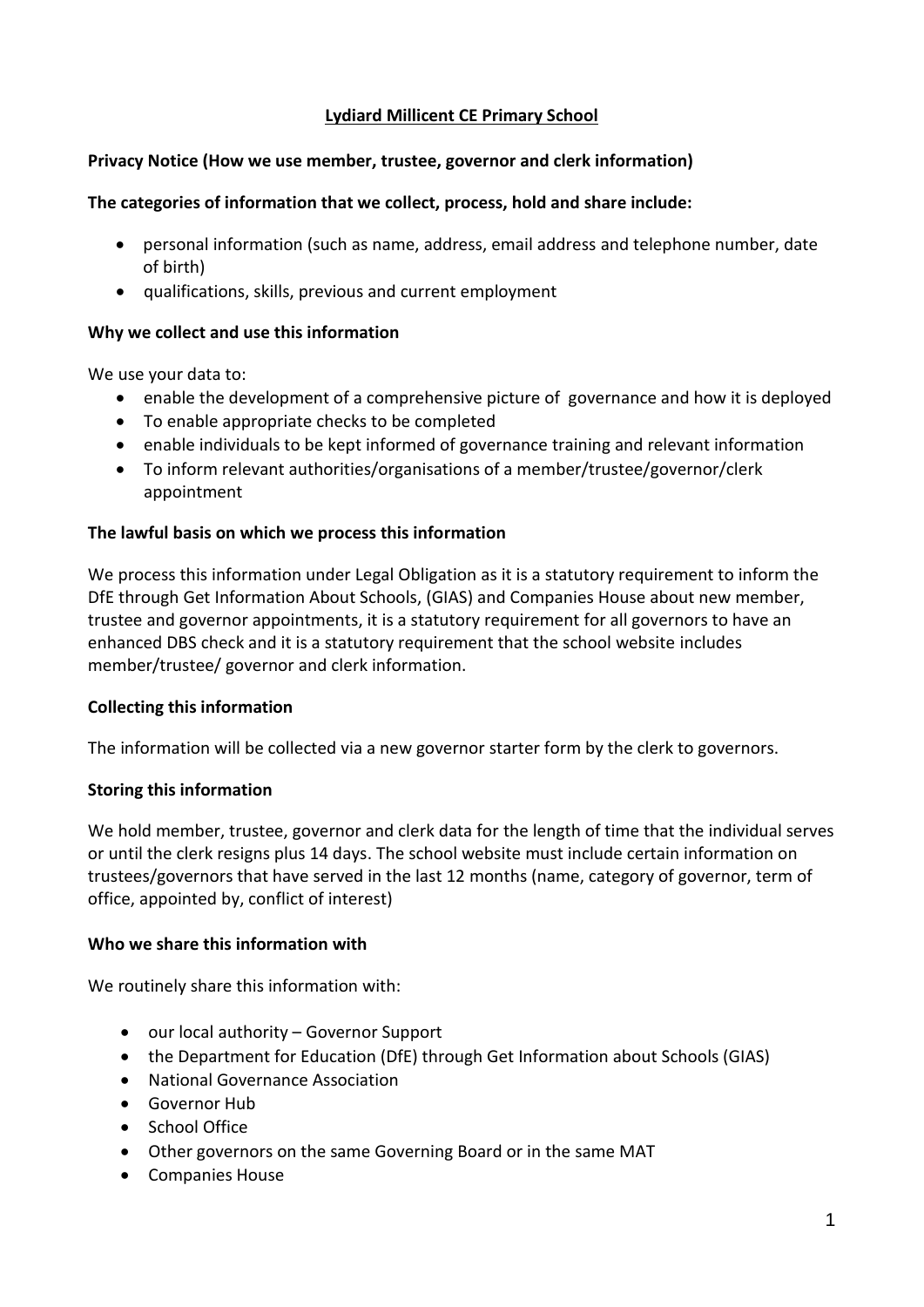# Lydiard Millicent CE Primary School

**Privacy Notice (How we use member, trustee, governor and clerk information)**

**The categories of information that we collect, process, hold and share include:**

- personal information (such as name, address, email address and telephone number, date of birth)
- qualifications, skills, previous and current employment

**Why we collect and use this information**

We use your data to:

- enable the development of a comprehensive picture of governance and how it is deployed
- To enable appropriate checks to be completed
- enable individuals to be kept informed of governance training and relevant information
- To inform relevant authorities/organisations of a member/trustee/governor/clerk appointment

**The lawful basis on which we process this information**

We process this information under Legal Obligation as it is a statutory requirement to inform the DfE through Get Information About Schools, (GIAS) and Companies House about new member, trustee and governor appointments, it is a statutory requirement for all governors to have an enhanced DBS check and it is a statutory requirement that the school website includes member/trustee/ governor and clerk information.

**Collecting this information**

The information will be collected via a new governor starter form by the clerk to governors.

**Storing this information**

We hold member, trustee, governor and clerk data for the length of time that the individual serves or until the clerk resigns plus 14 days. The school website must include certain information on trustees/governors that have served in the last 12 months (name, category of governor, term of office, appointed by, conflict of interest)

**Who we share this information with**

We routinely share this information with:

- our local authority – Governor Support
- the Department for Education (DfE) through Get Information about Schools (GIAS)
- National Governance Association
- Governor Hub
- School Office
- Other governors on the same Governing Board or in the same MAT
- Companies House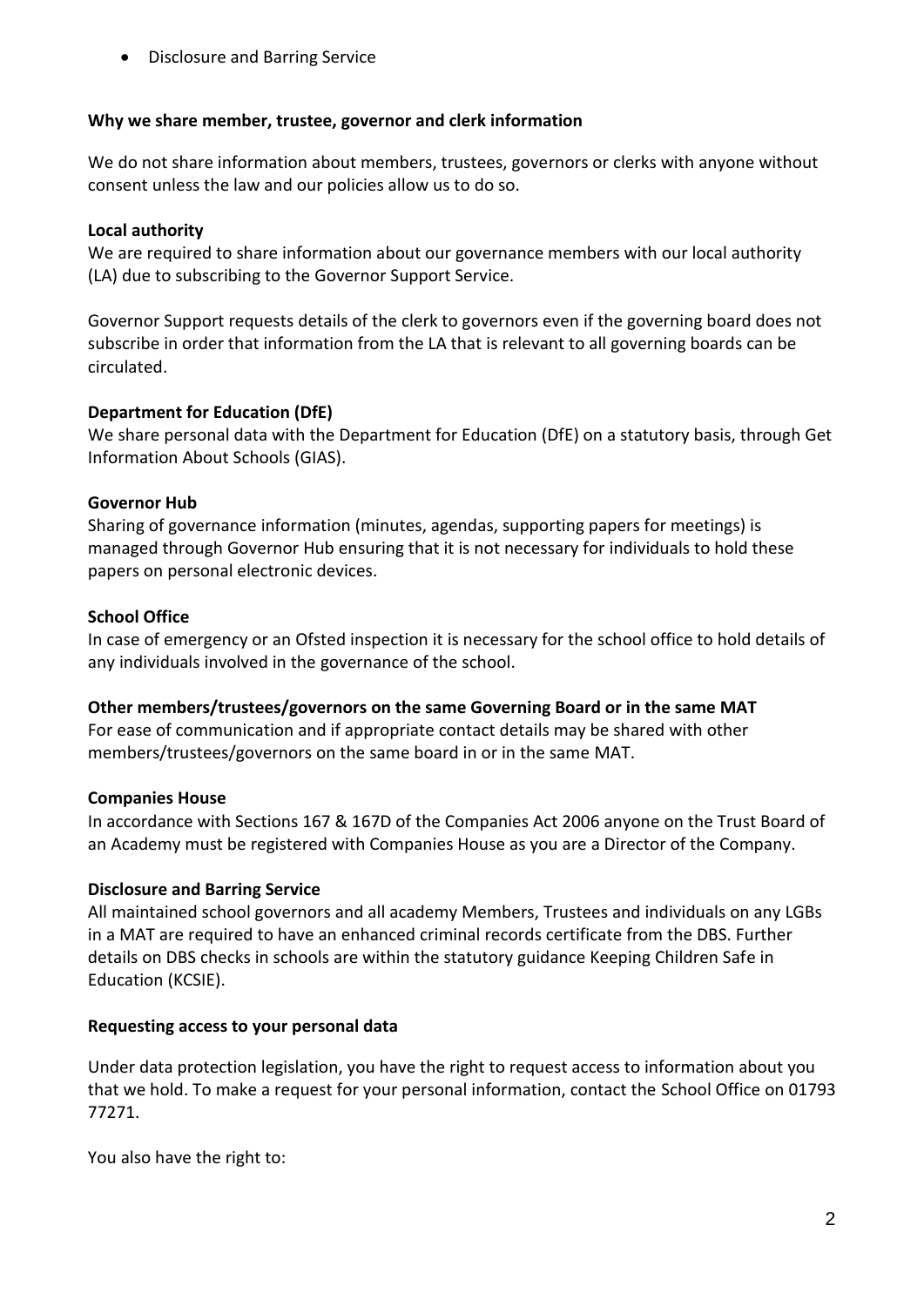- Disclosure and Barring Service

**Why we share member, trustee, governor and clerk information**

We do not share information about members, trustees, governors or clerks with anyone without consent unless the law and our policies allow us to do so.

**Local authority**
We are required to share information about our governance members with our local authority (LA) due to subscribing to the Governor Support Service.

Governor Support requests details of the clerk to governors even if the governing board does not subscribe in order that information from the LA that is relevant to all governing boards can be circulated.

**Department for Education (DfE)**
We share personal data with the Department for Education (DfE) on a statutory basis, through Get Information About Schools (GIAS).

**Governor Hub**
Sharing of governance information (minutes, agendas, supporting papers for meetings) is managed through Governor Hub ensuring that it is not necessary for individuals to hold these papers on personal electronic devices.

**School Office**
In case of emergency or an Ofsted inspection it is necessary for the school office to hold details of any individuals involved in the governance of the school.

**Other members/trustees/governors on the same Governing Board or in the same MAT**
For ease of communication and if appropriate contact details may be shared with other members/trustees/governors on the same board in or in the same MAT.

**Companies House**
In accordance with Sections 167 & 167D of the Companies Act 2006 anyone on the Trust Board of an Academy must be registered with Companies House as you are a Director of the Company.

**Disclosure and Barring Service**
All maintained school governors and all academy Members, Trustees and individuals on any LGBs in a MAT are required to have an enhanced criminal records certificate from the DBS. Further details on DBS checks in schools are within the statutory guidance Keeping Children Safe in Education (KCSIE).

**Requesting access to your personal data**

Under data protection legislation, you have the right to request access to information about you that we hold. To make a request for your personal information, contact the School Office on 01793 77271.

You also have the right to: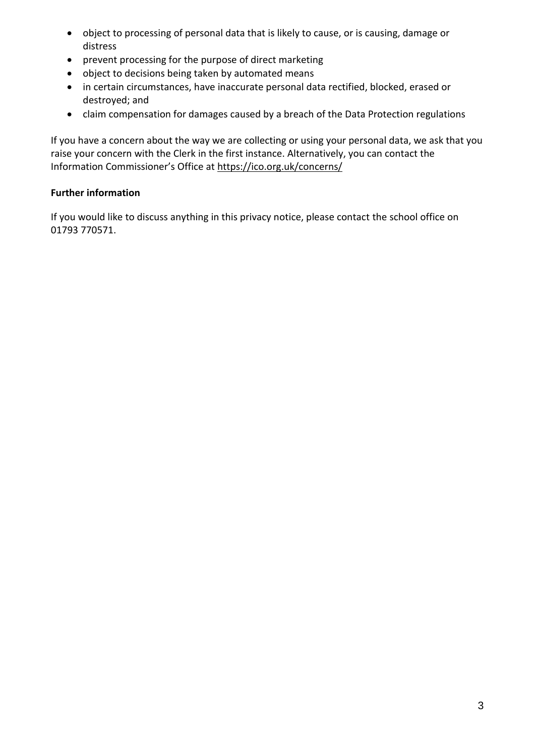- object to processing of personal data that is likely to cause, or is causing, damage or distress
- prevent processing for the purpose of direct marketing
- object to decisions being taken by automated means
- in certain circumstances, have inaccurate personal data rectified, blocked, erased or destroyed; and
- claim compensation for damages caused by a breach of the Data Protection regulations

If you have a concern about the way we are collecting or using your personal data, we ask that you raise your concern with the Clerk in the first instance. Alternatively, you can contact the Information Commissioner's Office at https://ico.org.uk/concerns/

**Further information**

If you would like to discuss anything in this privacy notice, please contact the school office on 01793 770571.